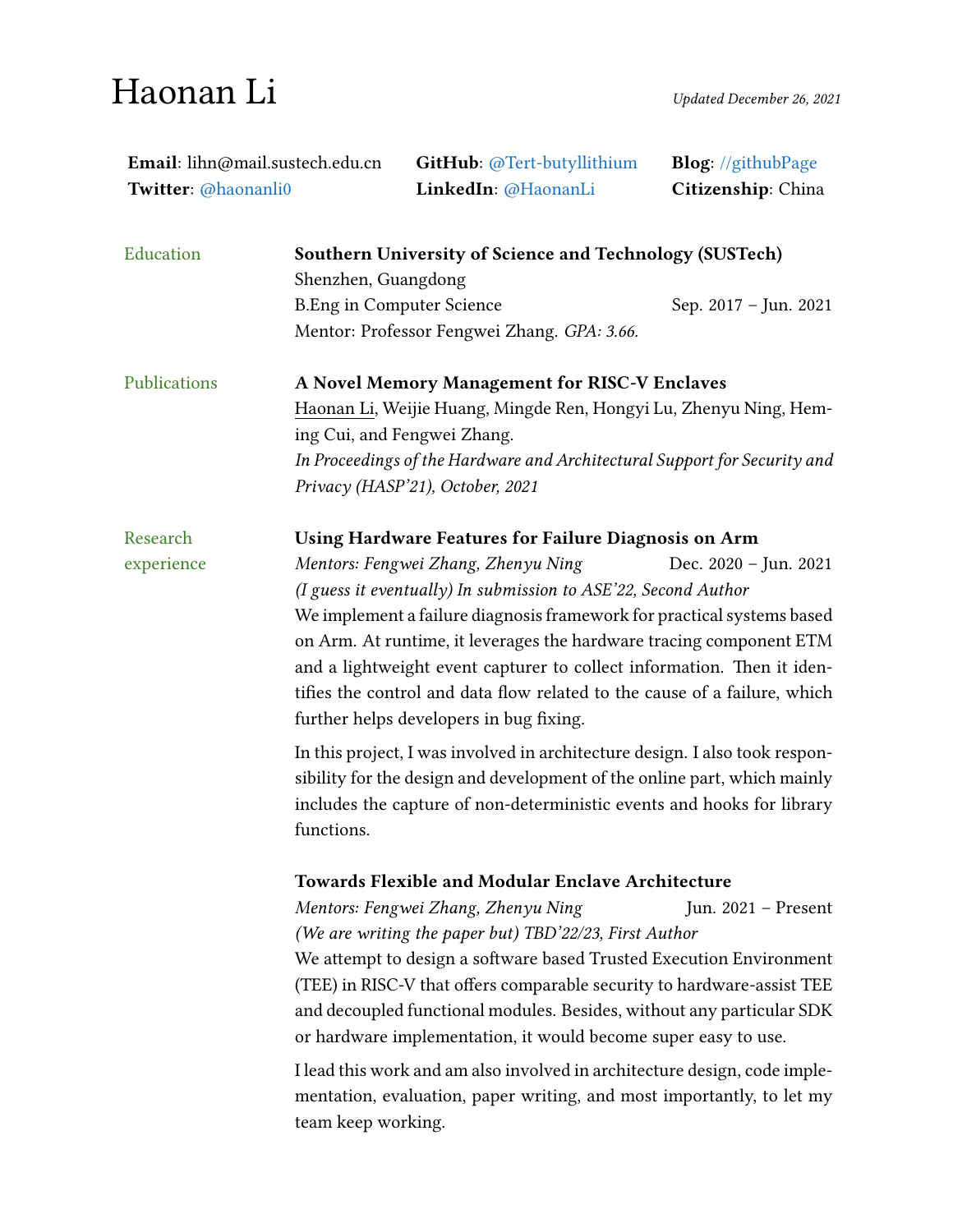# Haonan Li

*Updated December 26, 2021*

**Email**: lihn@mail.sustech.edu.cn **GitHub**: @Tert-butyllithium **Blog**: //githubPage
**Twitter**: @haonanli0 **LinkedIn**: @HaonanLi **Citizenship**: China

## Education

**Southern University of Science and Technology (SUSTech)**
Shenzhen, Guangdong
B.Eng in Computer Science — Sep. 2017 – Jun. 2021
Mentor: Professor Fengwei Zhang. *GPA: 3.66.*

## Publications

**A Novel Memory Management for RISC-V Enclaves**
Haonan Li, Weijie Huang, Mingde Ren, Hongyi Lu, Zhenyu Ning, Heming Cui, and Fengwei Zhang.
*In Proceedings of the Hardware and Architectural Support for Security and Privacy (HASP'21), October, 2021*

## Research experience

**Using Hardware Features for Failure Diagnosis on Arm**
*Mentors: Fengwei Zhang, Zhenyu Ning* — Dec. 2020 – Jun. 2021
*(I guess it eventually) In submission to ASE'22, Second Author*
We implement a failure diagnosis framework for practical systems based on Arm. At runtime, it leverages the hardware tracing component ETM and a lightweight event capturer to collect information. Then it identifies the control and data flow related to the cause of a failure, which further helps developers in bug fixing.

In this project, I was involved in architecture design. I also took responsibility for the design and development of the online part, which mainly includes the capture of non-deterministic events and hooks for library functions.

**Towards Flexible and Modular Enclave Architecture**
*Mentors: Fengwei Zhang, Zhenyu Ning* — Jun. 2021 – Present
*(We are writing the paper but) TBD'22/23, First Author*
We attempt to design a software based Trusted Execution Environment (TEE) in RISC-V that offers comparable security to hardware-assist TEE and decoupled functional modules. Besides, without any particular SDK or hardware implementation, it would become super easy to use.

I lead this work and am also involved in architecture design, code implementation, evaluation, paper writing, and most importantly, to let my team keep working.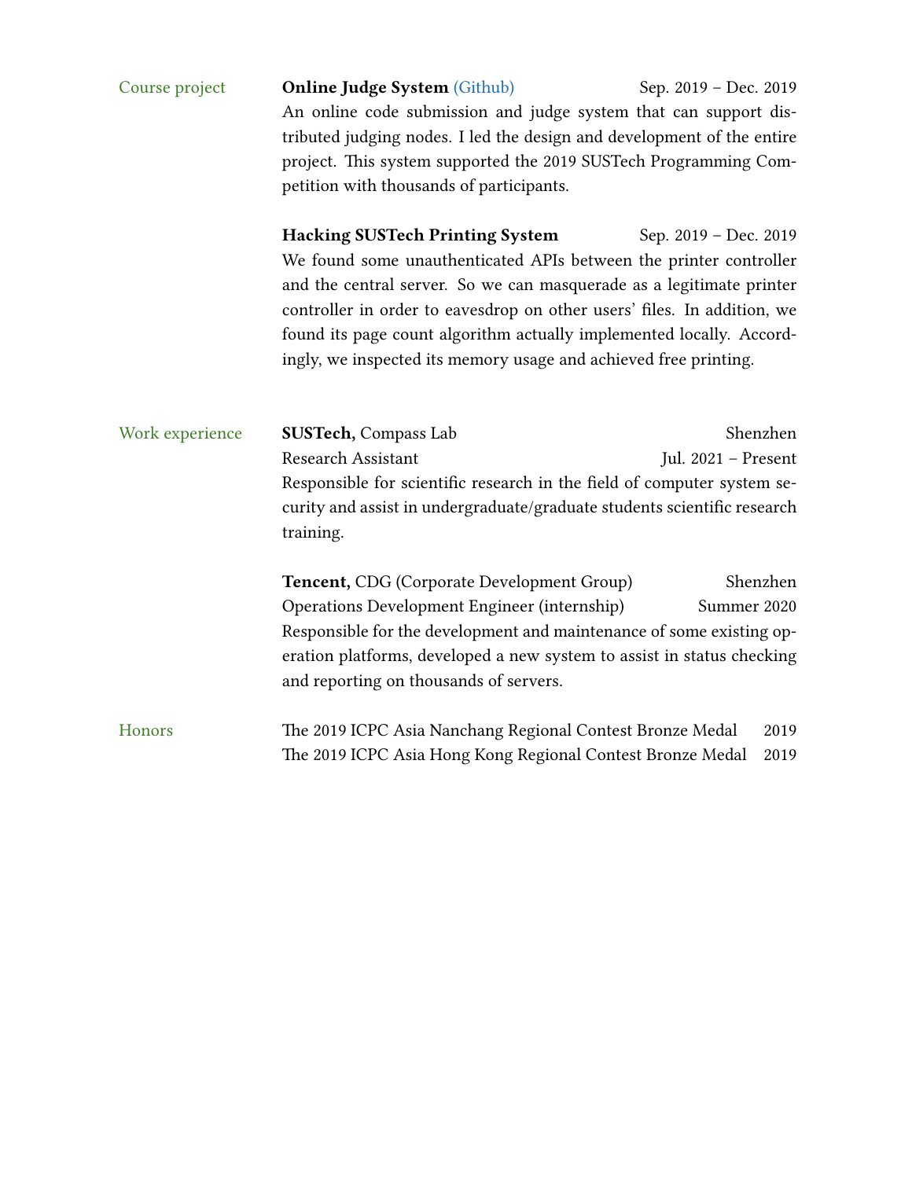## Course project

**Online Judge System** (Github) Sep. 2019 – Dec. 2019

An online code submission and judge system that can support distributed judging nodes. I led the design and development of the entire project. This system supported the 2019 SUSTech Programming Competition with thousands of participants.

**Hacking SUSTech Printing System** Sep. 2019 – Dec. 2019

We found some unauthenticated APIs between the printer controller and the central server. So we can masquerade as a legitimate printer controller in order to eavesdrop on other users' files. In addition, we found its page count algorithm actually implemented locally. Accordingly, we inspected its memory usage and achieved free printing.

## Work experience

**SUSTech,** Compass Lab Shenzhen
Research Assistant Jul. 2021 – Present

Responsible for scientific research in the field of computer system security and assist in undergraduate/graduate students scientific research training.

**Tencent,** CDG (Corporate Development Group) Shenzhen
Operations Development Engineer (internship) Summer 2020

Responsible for the development and maintenance of some existing operation platforms, developed a new system to assist in status checking and reporting on thousands of servers.

## Honors

- The 2019 ICPC Asia Nanchang Regional Contest Bronze Medal 2019
- The 2019 ICPC Asia Hong Kong Regional Contest Bronze Medal 2019